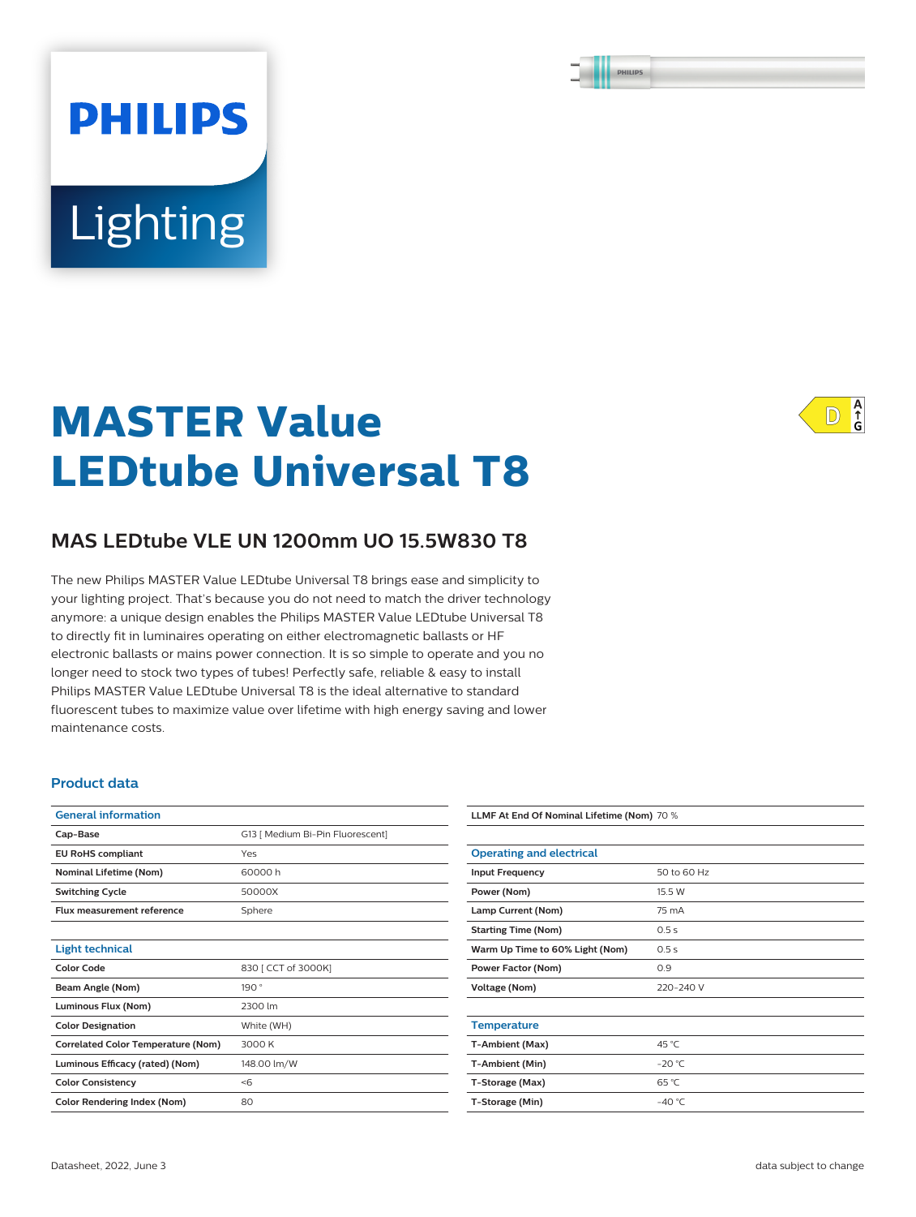PHILIPS

Lighting

# MASTER Value LEDtube Universal T8

D A↑G

## MAS LEDtube VLE UN 1200mm UO 15.5W830 T8

The new Philips MASTER Value LEDtube Universal T8 brings ease and simplicity to your lighting project. That's because you do not need to match the driver technology anymore: a unique design enables the Philips MASTER Value LEDtube Universal T8 to directly fit in luminaires operating on either electromagnetic ballasts or HF electronic ballasts or mains power connection. It is so simple to operate and you no longer need to stock two types of tubes! Perfectly safe, reliable & easy to install Philips MASTER Value LEDtube Universal T8 is the ideal alternative to standard fluorescent tubes to maximize value over lifetime with high energy saving and lower maintenance costs.

### Product data

| General information | |
|---|---|
| Cap-Base | G13 [ Medium Bi-Pin Fluorescent] |
| EU RoHS compliant | Yes |
| Nominal Lifetime (Nom) | 60000 h |
| Switching Cycle | 50000X |
| Flux measurement reference | Sphere |

| Light technical | |
|---|---|
| Color Code | 830 [ CCT of 3000K] |
| Beam Angle (Nom) | 190 ° |
| Luminous Flux (Nom) | 2300 lm |
| Color Designation | White (WH) |
| Correlated Color Temperature (Nom) | 3000 K |
| Luminous Efficacy (rated) (Nom) | 148.00 lm/W |
| Color Consistency | <6 |
| Color Rendering Index (Nom) | 80 |
| LLMF At End Of Nominal Lifetime (Nom) | 70 % |

| Operating and electrical | |
|---|---|
| Input Frequency | 50 to 60 Hz |
| Power (Nom) | 15.5 W |
| Lamp Current (Nom) | 75 mA |
| Starting Time (Nom) | 0.5 s |
| Warm Up Time to 60% Light (Nom) | 0.5 s |
| Power Factor (Nom) | 0.9 |
| Voltage (Nom) | 220-240 V |

| Temperature | |
|---|---|
| T-Ambient (Max) | 45 °C |
| T-Ambient (Min) | -20 °C |
| T-Storage (Max) | 65 °C |
| T-Storage (Min) | -40 °C |

Datasheet, 2022, June 3

data subject to change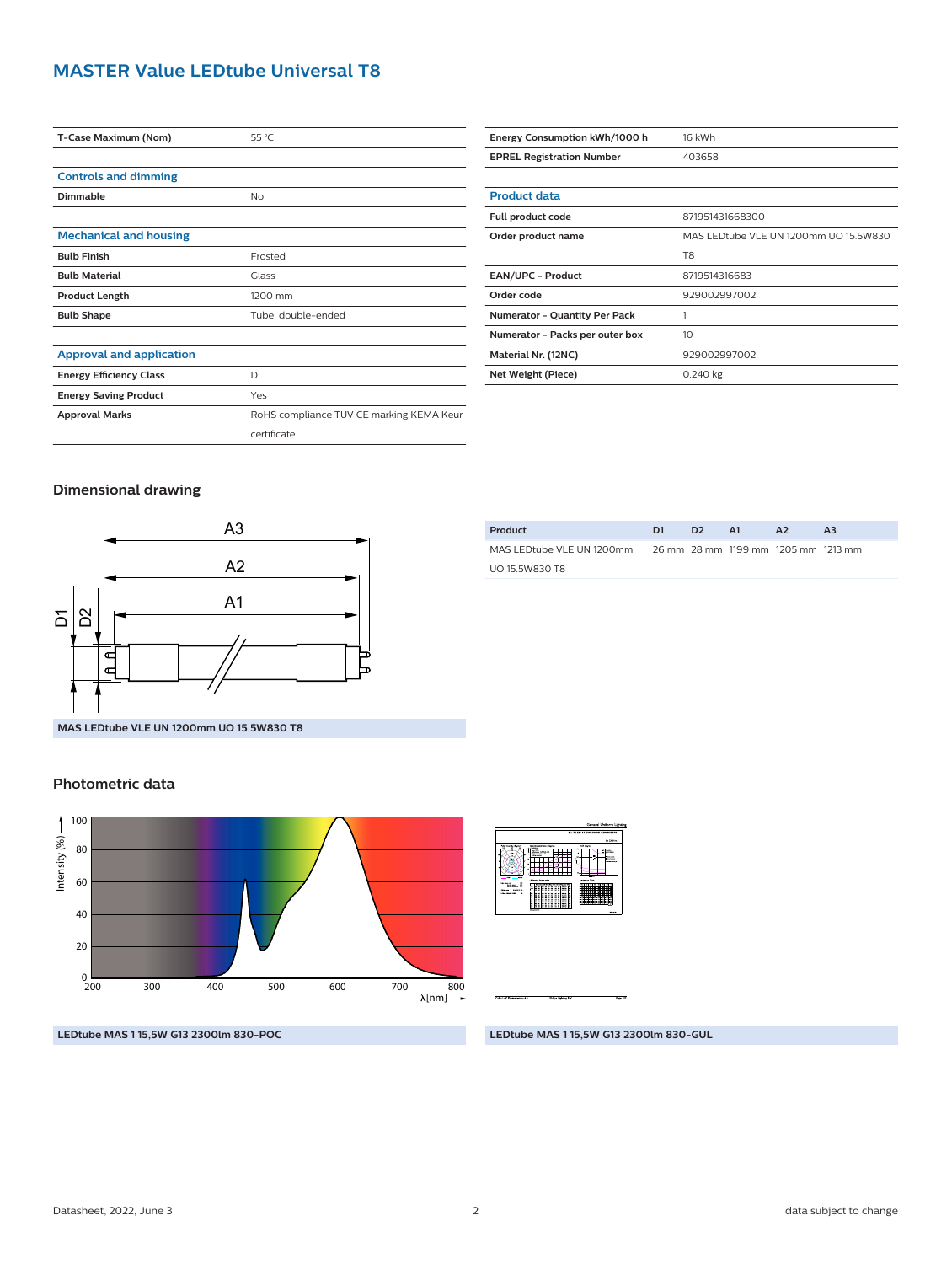# MASTER Value LEDtube Universal T8

| | |
|---|---|
| T-Case Maximum (Nom) | 55 °C |

### Controls and dimming

| | |
|---|---|
| Dimmable | No |

### Mechanical and housing

| | |
|---|---|
| Bulb Finish | Frosted |
| Bulb Material | Glass |
| Product Length | 1200 mm |
| Bulb Shape | Tube, double-ended |

### Approval and application

| | |
|---|---|
| Energy Efficiency Class | D |
| Energy Saving Product | Yes |
| Approval Marks | RoHS compliance TUV CE marking KEMA Keur certificate |

| | |
|---|---|
| Energy Consumption kWh/1000 h | 16 kWh |
| EPREL Registration Number | 403658 |

### Product data

| | |
|---|---|
| Full product code | 871951431668300 |
| Order product name | MAS LEDtube VLE UN 1200mm UO 15.5W830 T8 |
| EAN/UPC - Product | 8719514316683 |
| Order code | 929002997002 |
| Numerator - Quantity Per Pack | 1 |
| Numerator - Packs per outer box | 10 |
| Material Nr. (12NC) | 929002997002 |
| Net Weight (Piece) | 0.240 kg |

## Dimensional drawing

A3
A2
A1
D1
D2

MAS LEDtube VLE UN 1200mm UO 15.5W830 T8

| Product | D1 | D2 | A1 | A2 | A3 |
|---|---|---|---|---|---|
| MAS LEDtube VLE UN 1200mm UO 15.5W830 T8 | 26 mm | 28 mm | 1199 mm | 1205 mm | 1213 mm |

## Photometric data

Intensity (%)
100
80
60
40
20
0
200 300 400 500 600 700 800
λ[nm]

LEDtube MAS 1 15,5W G13 2300lm 830-POC

LEDtube MAS 1 15,5W G13 2300lm 830-GUL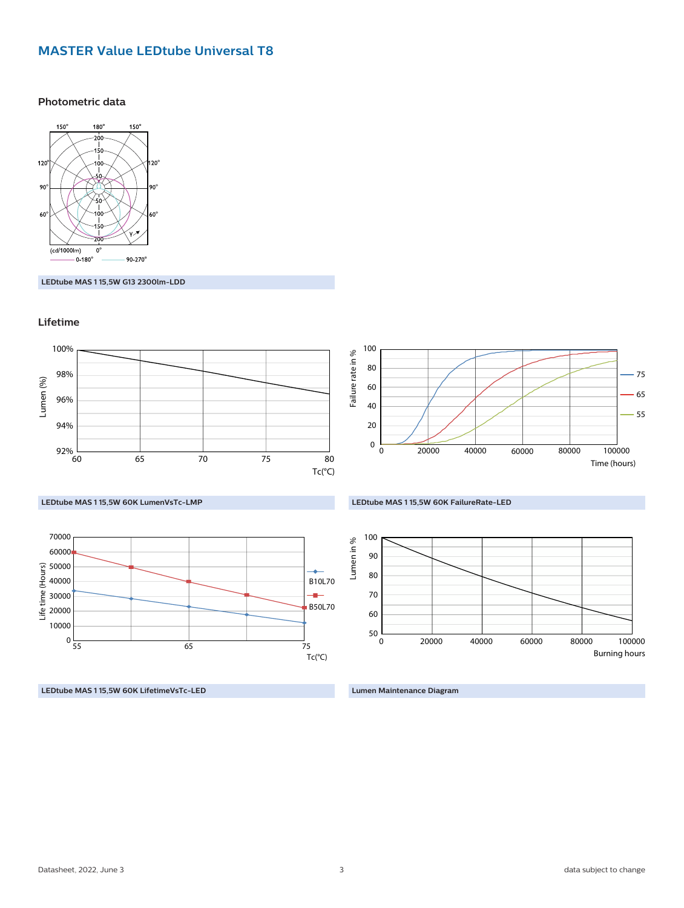# MASTER Value LEDtube Universal T8

## Photometric data

150° 180° 150°
200
150
120° 100 120°
50
90° 90°
50
60° 100 60°
150
200
γ
(cd/1000lm) 0°
0-180° 90-270°

LEDtube MAS 1 15,5W G13 2300lm-LDD

## Lifetime

100%
98%
96%
94%
92%
Lumen (%)
60 65 70 75 80
Tc(°C)

LEDtube MAS 1 15,5W 60K LumenVsTc-LMP

100
80
60
40
20
0
Failure rate in %
0 20000 40000 60000 80000 100000
Time (hours)
75
65
55

LEDtube MAS 1 15,5W 60K FailureRate-LED

70000
60000
50000
40000
30000
20000
10000
0
Life time (Hours)
55 65 75
Tc(°C)
B10L70
B50L70

LEDtube MAS 1 15,5W 60K LifetimeVsTc-LED

100
90
80
70
60
50
Lumen in %
0 20000 40000 60000 80000 100000
Burning hours

Lumen Maintenance Diagram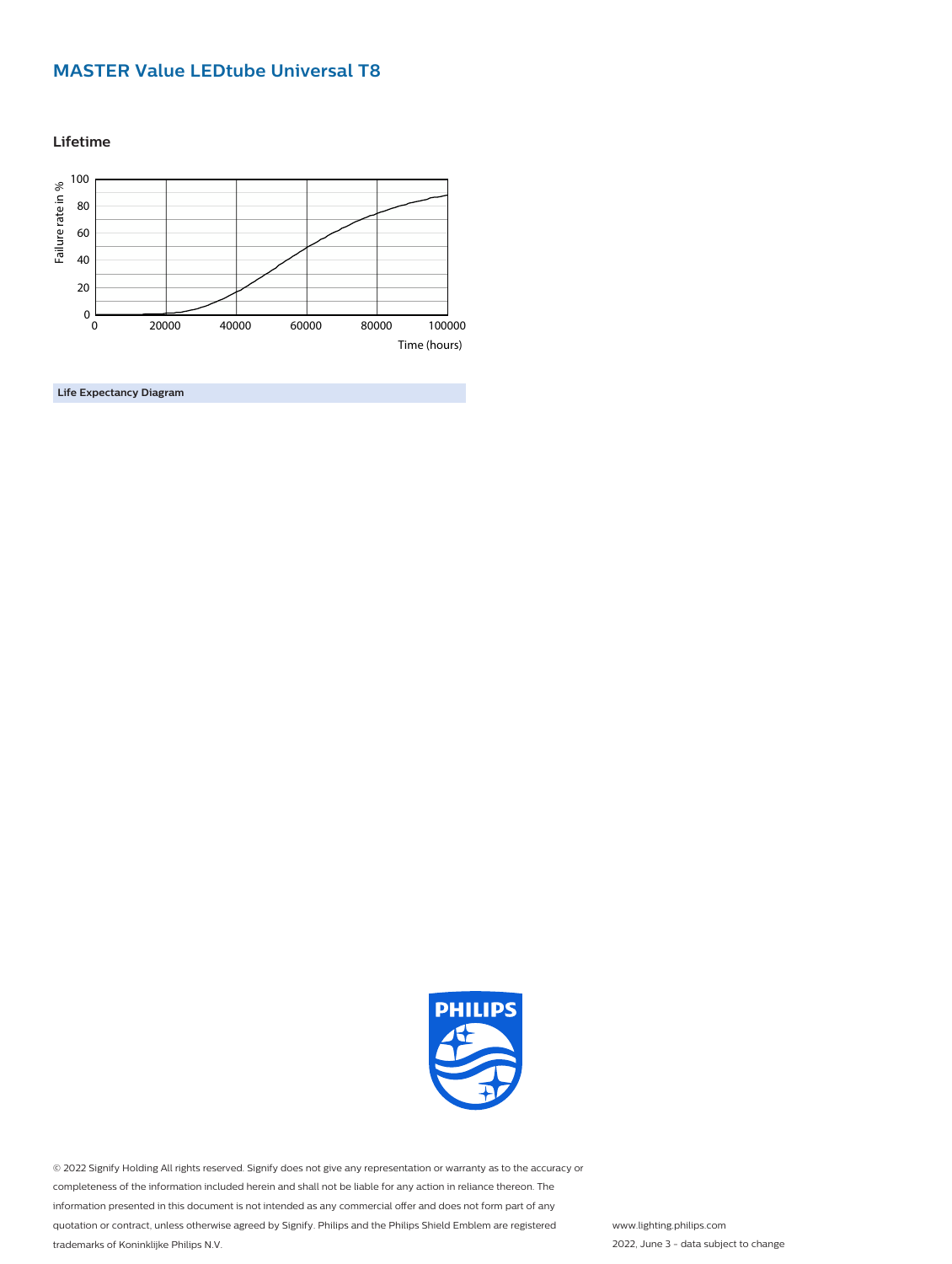## MASTER Value LEDtube Universal T8

### Lifetime

Failure rate in %

100
80
60
40
20
0

0
20000
40000
60000
80000
100000

Time (hours)

**Life Expectancy Diagram**

© 2022 Signify Holding All rights reserved. Signify does not give any representation or warranty as to the accuracy or completeness of the information included herein and shall not be liable for any action in reliance thereon. The information presented in this document is not intended as any commercial offer and does not form part of any quotation or contract, unless otherwise agreed by Signify. Philips and the Philips Shield Emblem are registered trademarks of Koninklijke Philips N.V.

www.lighting.philips.com

2022, June 3 - data subject to change